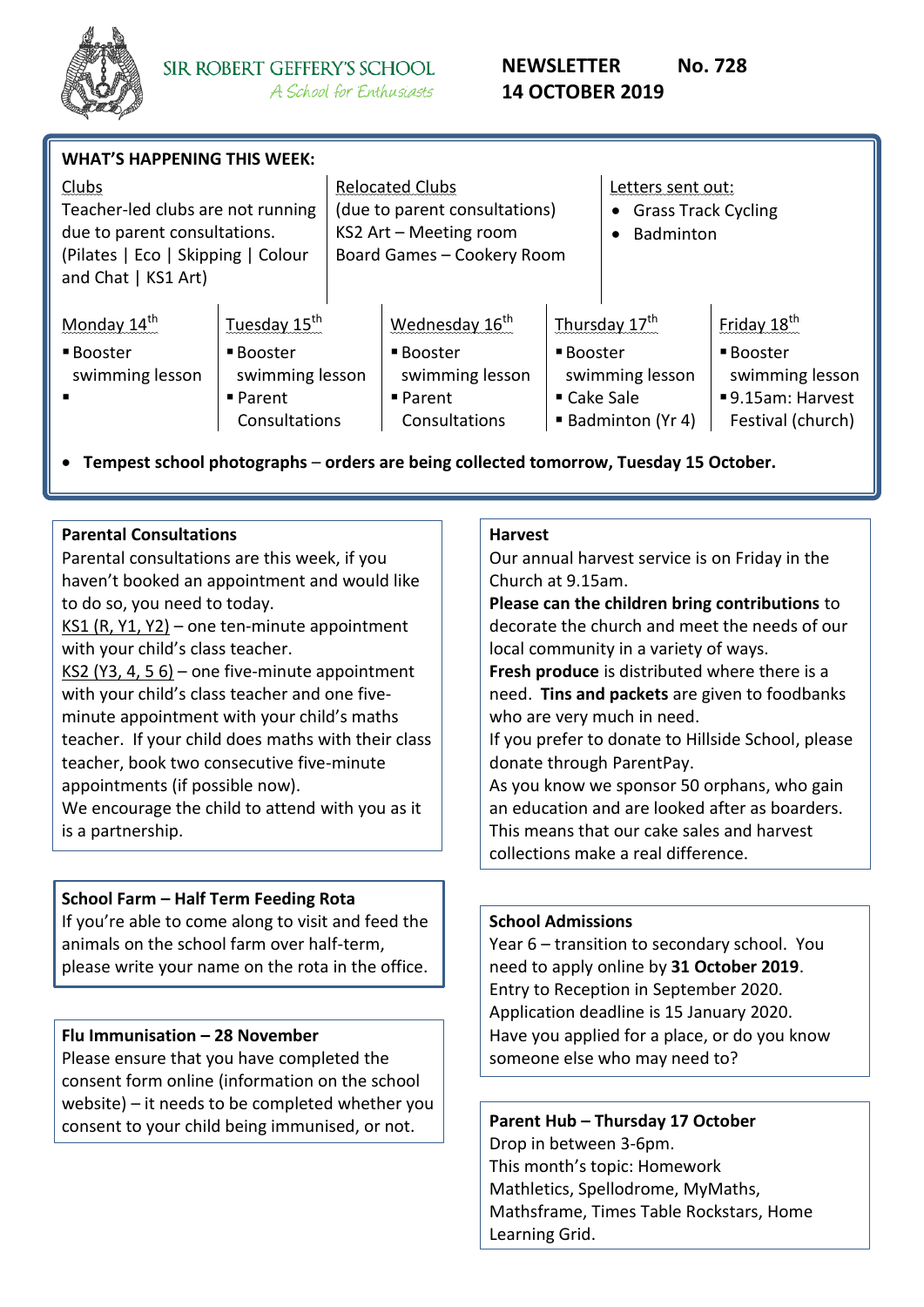# SIR ROBERT GEFFERY'S SCHOOL

*A School for Enthusiasts*

**NEWSLETTER No. 728**
**14 OCTOBER 2019**

## WHAT'S HAPPENING THIS WEEK:

**Clubs**
Teacher-led clubs are not running due to parent consultations. (Pilates | Eco | Skipping | Colour and Chat | KS1 Art)

**Relocated Clubs**
(due to parent consultations)
KS2 Art – Meeting room
Board Games – Cookery Room

**Letters sent out:**
- Grass Track Cycling
- Badminton

| Monday 14th | Tuesday 15th | Wednesday 16th | Thursday 17th | Friday 18th |
|---|---|---|---|---|
| ▪ Booster swimming lesson<br>▪ | ▪ Booster swimming lesson<br>▪ Parent Consultations | ▪ Booster swimming lesson<br>▪ Parent Consultations | ▪ Booster swimming lesson<br>▪ Cake Sale<br>▪ Badminton (Yr 4) | ▪ Booster swimming lesson<br>▪ 9.15am: Harvest Festival (church) |

- **Tempest school photographs – orders are being collected tomorrow, Tuesday 15 October.**

### Parental Consultations

Parental consultations are this week, if you haven't booked an appointment and would like to do so, you need to today.

KS1 (R, Y1, Y2) – one ten-minute appointment with your child's class teacher.

KS2 (Y3, 4, 5 6) – one five-minute appointment with your child's class teacher and one five-minute appointment with your child's maths teacher. If your child does maths with their class teacher, book two consecutive five-minute appointments (if possible now).

We encourage the child to attend with you as it is a partnership.

### School Farm – Half Term Feeding Rota

If you're able to come along to visit and feed the animals on the school farm over half-term, please write your name on the rota in the office.

### Flu Immunisation – 28 November

Please ensure that you have completed the consent form online (information on the school website) – it needs to be completed whether you consent to your child being immunised, or not.

### Harvest

Our annual harvest service is on Friday in the Church at 9.15am.

**Please can the children bring contributions** to decorate the church and meet the needs of our local community in a variety of ways.

**Fresh produce** is distributed where there is a need. **Tins and packets** are given to foodbanks who are very much in need.

If you prefer to donate to Hillside School, please donate through ParentPay.

As you know we sponsor 50 orphans, who gain an education and are looked after as boarders. This means that our cake sales and harvest collections make a real difference.

### School Admissions

Year 6 – transition to secondary school. You need to apply online by **31 October 2019**.

Entry to Reception in September 2020. Application deadline is 15 January 2020.

Have you applied for a place, or do you know someone else who may need to?

### Parent Hub – Thursday 17 October

Drop in between 3-6pm.

This month's topic: Homework

Mathletics, Spellodrome, MyMaths, Mathsframe, Times Table Rockstars, Home Learning Grid.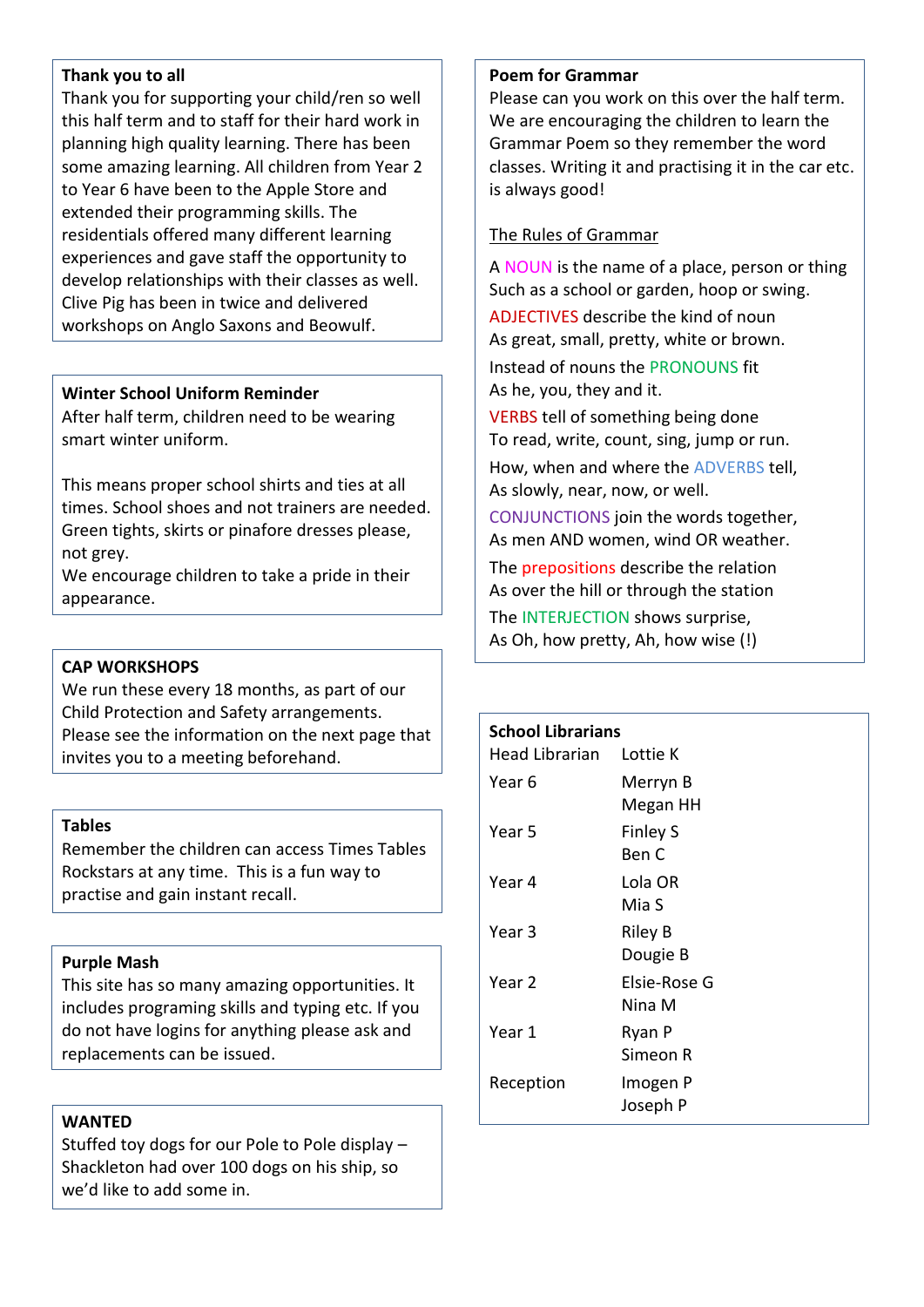## Thank you to all

Thank you for supporting your child/ren so well this half term and to staff for their hard work in planning high quality learning. There has been some amazing learning. All children from Year 2 to Year 6 have been to the Apple Store and extended their programming skills. The residentials offered many different learning experiences and gave staff the opportunity to develop relationships with their classes as well. Clive Pig has been in twice and delivered workshops on Anglo Saxons and Beowulf.

## Winter School Uniform Reminder

After half term, children need to be wearing smart winter uniform.

This means proper school shirts and ties at all times. School shoes and not trainers are needed. Green tights, skirts or pinafore dresses please, not grey.
We encourage children to take a pride in their appearance.

## CAP WORKSHOPS

We run these every 18 months, as part of our Child Protection and Safety arrangements. Please see the information on the next page that invites you to a meeting beforehand.

## Tables

Remember the children can access Times Tables Rockstars at any time. This is a fun way to practise and gain instant recall.

## Purple Mash

This site has so many amazing opportunities. It includes programing skills and typing etc. If you do not have logins for anything please ask and replacements can be issued.

## WANTED

Stuffed toy dogs for our Pole to Pole display – Shackleton had over 100 dogs on his ship, so we'd like to add some in.

## Poem for Grammar

Please can you work on this over the half term. We are encouraging the children to learn the Grammar Poem so they remember the word classes. Writing it and practising it in the car etc. is always good!

The Rules of Grammar

A NOUN is the name of a place, person or thing
Such as a school or garden, hoop or swing.

ADJECTIVES describe the kind of noun
As great, small, pretty, white or brown.

Instead of nouns the PRONOUNS fit
As he, you, they and it.

VERBS tell of something being done
To read, write, count, sing, jump or run.

How, when and where the ADVERBS tell,
As slowly, near, now, or well.

CONJUNCTIONS join the words together,
As men AND women, wind OR weather.

The prepositions describe the relation
As over the hill or through the station

The INTERJECTION shows surprise,
As Oh, how pretty, Ah, how wise (!)

## School Librarians

| | |
|---|---|
| Head Librarian | Lottie K |
| Year 6 | Merryn B<br>Megan HH |
| Year 5 | Finley S<br>Ben C |
| Year 4 | Lola OR<br>Mia S |
| Year 3 | Riley B<br>Dougie B |
| Year 2 | Elsie-Rose G<br>Nina M |
| Year 1 | Ryan P<br>Simeon R |
| Reception | Imogen P<br>Joseph P |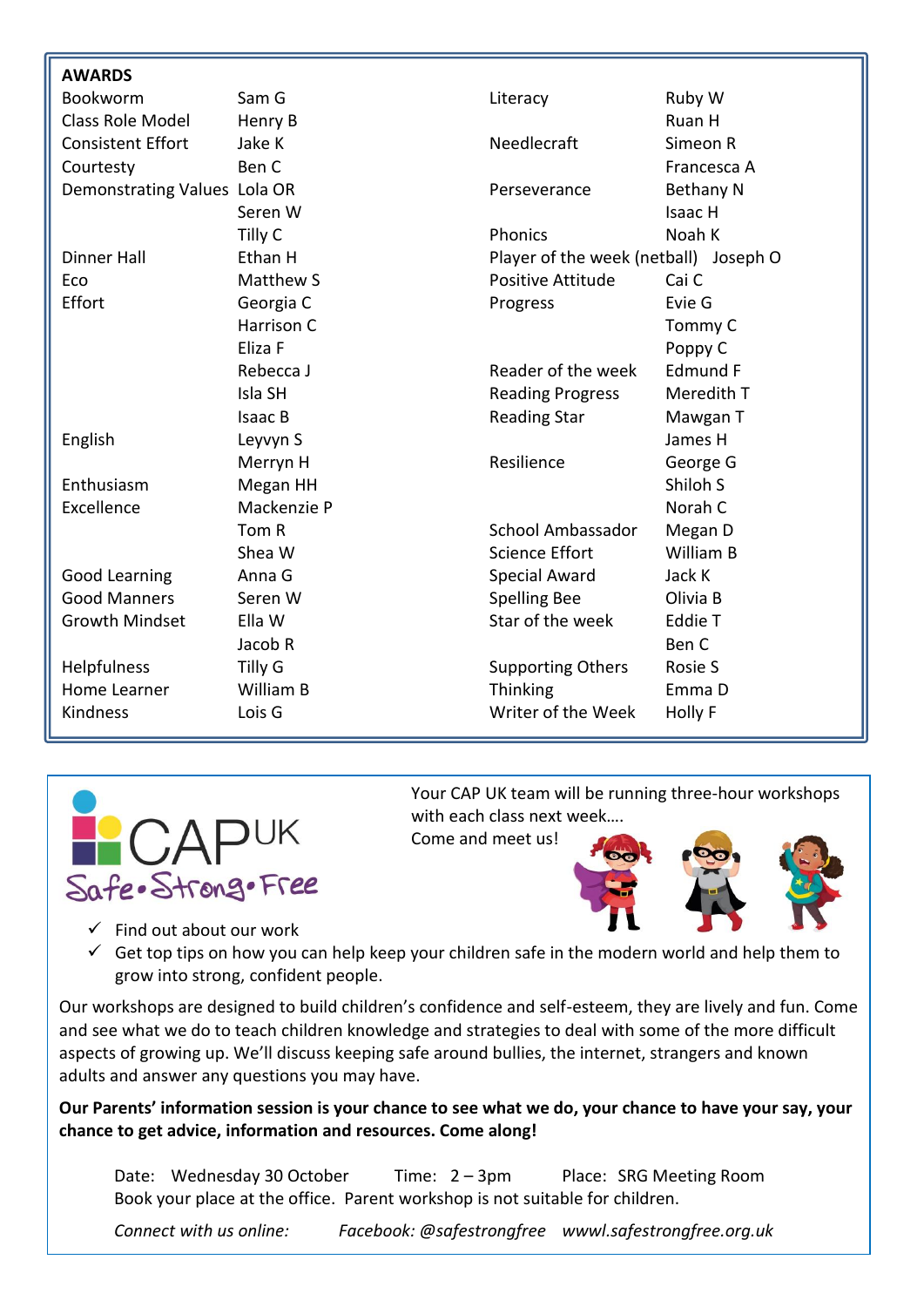## AWARDS

| Award | Name | Award | Name |
|---|---|---|---|
| Bookworm | Sam G | Literacy | Ruby W |
| Class Role Model | Henry B | | Ruan H |
| Consistent Effort | Jake K | Needlecraft | Simeon R |
| Courtesty | Ben C | | Francesca A |
| Demonstrating Values | Lola OR | Perseverance | Bethany N |
| | Seren W | | Isaac H |
| | Tilly C | Phonics | Noah K |
| Dinner Hall | Ethan H | Player of the week (netball) | Joseph O |
| Eco | Matthew S | Positive Attitude | Cai C |
| Effort | Georgia C | Progress | Evie G |
| | Harrison C | | Tommy C |
| | Eliza F | | Poppy C |
| | Rebecca J | Reader of the week | Edmund F |
| | Isla SH | Reading Progress | Meredith T |
| | Isaac B | Reading Star | Mawgan T |
| English | Leyvyn S | | James H |
| | Merryn H | Resilience | George G |
| Enthusiasm | Megan HH | | Shiloh S |
| Excellence | Mackenzie P | | Norah C |
| | Tom R | School Ambassador | Megan D |
| | Shea W | Science Effort | William B |
| Good Learning | Anna G | Special Award | Jack K |
| Good Manners | Seren W | Spelling Bee | Olivia B |
| Growth Mindset | Ella W | Star of the week | Eddie T |
| | Jacob R | | Ben C |
| Helpfulness | Tilly G | Supporting Others | Rosie S |
| Home Learner | William B | Thinking | Emma D |
| Kindness | Lois G | Writer of the Week | Holly F |

CAP UK
Safe • Strong • Free

Your CAP UK team will be running three-hour workshops with each class next week….
Come and meet us!

- ✓ Find out about our work
- ✓ Get top tips on how you can help keep your children safe in the modern world and help them to grow into strong, confident people.

Our workshops are designed to build children's confidence and self-esteem, they are lively and fun. Come and see what we do to teach children knowledge and strategies to deal with some of the more difficult aspects of growing up. We'll discuss keeping safe around bullies, the internet, strangers and known adults and answer any questions you may have.

**Our Parents' information session is your chance to see what we do, your chance to have your say, your chance to get advice, information and resources. Come along!**

Date: Wednesday 30 October Time: 2 – 3pm Place: SRG Meeting Room
Book your place at the office. Parent workshop is not suitable for children.

*Connect with us online: Facebook: @safestrongfree wwwl.safestrongfree.org.uk*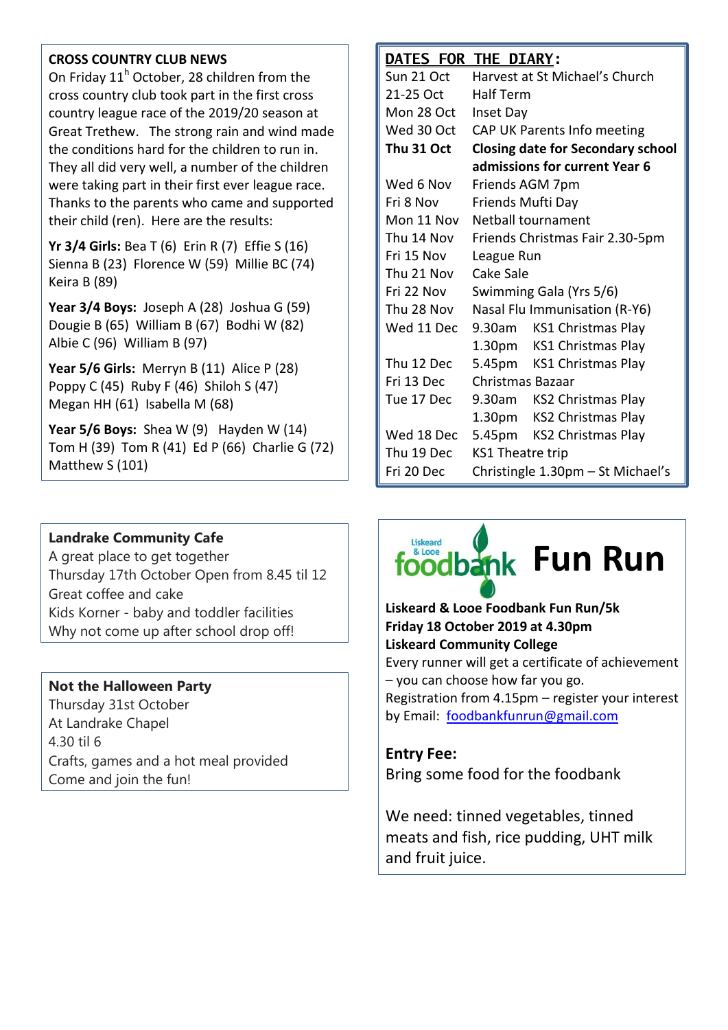## CROSS COUNTRY CLUB NEWS

On Friday 11th October, 28 children from the cross country club took part in the first cross country league race of the 2019/20 season at Great Trethew. The strong rain and wind made the conditions hard for the children to run in. They all did very well, a number of the children were taking part in their first ever league race. Thanks to the parents who came and supported their child (ren). Here are the results:

**Yr 3/4 Girls:** Bea T (6) Erin R (7) Effie S (16) Sienna B (23) Florence W (59) Millie BC (74) Keira B (89)

**Year 3/4 Boys:** Joseph A (28) Joshua G (59) Dougie B (65) William B (67) Bodhi W (82) Albie C (96) William B (97)

**Year 5/6 Girls:** Merryn B (11) Alice P (28) Poppy C (45) Ruby F (46) Shiloh S (47) Megan HH (61) Isabella M (68)

**Year 5/6 Boys:** Shea W (9) Hayden W (14) Tom H (39) Tom R (41) Ed P (66) Charlie G (72) Matthew S (101)

## DATES FOR THE DIARY:

| | |
|---|---|
| Sun 21 Oct | Harvest at St Michael's Church |
| 21-25 Oct | Half Term |
| Mon 28 Oct | Inset Day |
| Wed 30 Oct | CAP UK Parents Info meeting |
| **Thu 31 Oct** | **Closing date for Secondary school admissions for current Year 6** |
| Wed 6 Nov | Friends AGM 7pm |
| Fri 8 Nov | Friends Mufti Day |
| Mon 11 Nov | Netball tournament |
| Thu 14 Nov | Friends Christmas Fair 2.30-5pm |
| Fri 15 Nov | League Run |
| Thu 21 Nov | Cake Sale |
| Fri 22 Nov | Swimming Gala (Yrs 5/6) |
| Thu 28 Nov | Nasal Flu Immunisation (R-Y6) |
| Wed 11 Dec | 9.30am KS1 Christmas Play |
| | 1.30pm KS1 Christmas Play |
| Thu 12 Dec | 5.45pm KS1 Christmas Play |
| Fri 13 Dec | Christmas Bazaar |
| Tue 17 Dec | 9.30am KS2 Christmas Play |
| | 1.30pm KS2 Christmas Play |
| Wed 18 Dec | 5.45pm KS2 Christmas Play |
| Thu 19 Dec | KS1 Theatre trip |
| Fri 20 Dec | Christingle 1.30pm – St Michael's |

## Landrake Community Cafe

A great place to get together
Thursday 17th October Open from 8.45 til 12
Great coffee and cake
Kids Korner - baby and toddler facilities
Why not come up after school drop off!

## Not the Halloween Party

Thursday 31st October
At Landrake Chapel
4.30 til 6
Crafts, games and a hot meal provided
Come and join the fun!

## Liskeard & Looe foodbank Fun Run

**Liskeard & Looe Foodbank Fun Run/5k**
**Friday 18 October 2019 at 4.30pm**
**Liskeard Community College**

Every runner will get a certificate of achievement – you can choose how far you go.
Registration from 4.15pm – register your interest by Email: foodbankfunrun@gmail.com

**Entry Fee:**
Bring some food for the foodbank

We need: tinned vegetables, tinned meats and fish, rice pudding, UHT milk and fruit juice.